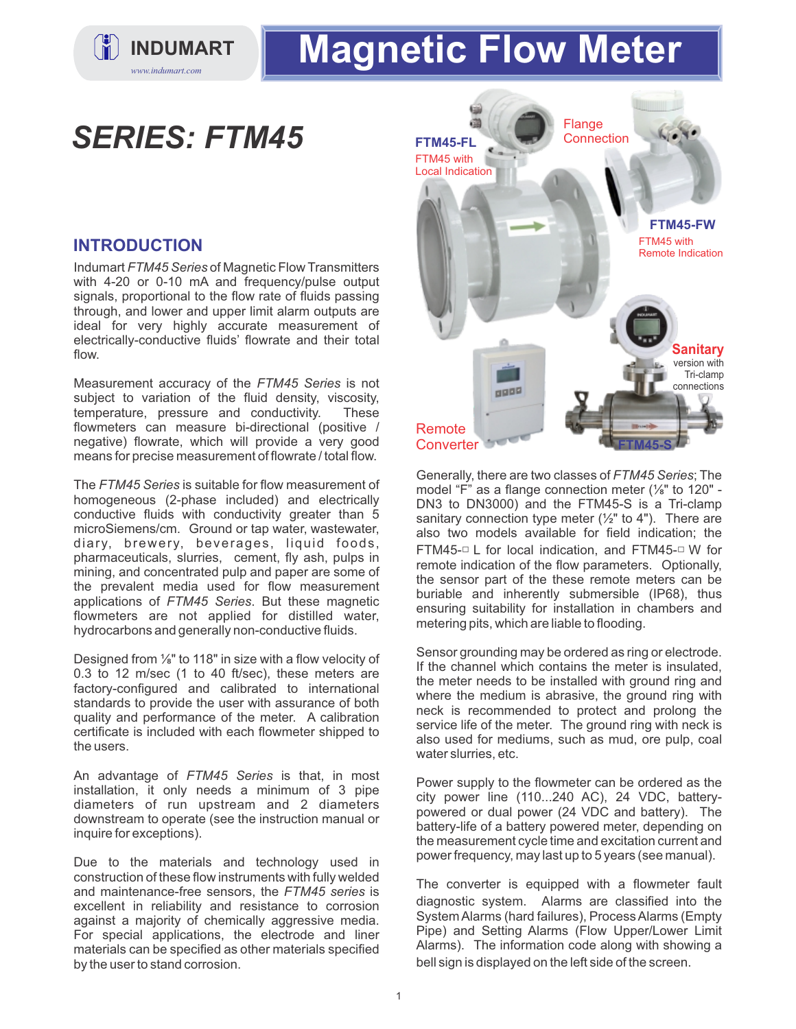# Magnetic Flow Meter

INDUMART
www.indumart.com

## SERIES: FTM45

**FTM45-FL**
FTM45 with Local Indication

Flange Connection

**FTM45-FW**
FTM45 with Remote Indication

**Sanitary** version with Tri-clamp connections

Remote Converter

**FTM45-S**

### INTRODUCTION

Indumart *FTM45 Series* of Magnetic Flow Transmitters with 4-20 or 0-10 mA and frequency/pulse output signals, proportional to the flow rate of fluids passing through, and lower and upper limit alarm outputs are ideal for very highly accurate measurement of electrically-conductive fluids' flowrate and their total flow.

Measurement accuracy of the *FTM45 Series* is not subject to variation of the fluid density, viscosity, temperature, pressure and conductivity. These flowmeters can measure bi-directional (positive / negative) flowrate, which will provide a very good means for precise measurement of flowrate / total flow.

The *FTM45 Series* is suitable for flow measurement of homogeneous (2-phase included) and electrically conductive fluids with conductivity greater than 5 microSiemens/cm. Ground or tap water, wastewater, diary, brewery, beverages, liquid foods, pharmaceuticals, slurries, cement, fly ash, pulps in mining, and concentrated pulp and paper are some of the prevalent media used for flow measurement applications of *FTM45 Series*. But these magnetic flowmeters are not applied for distilled water, hydrocarbons and generally non-conductive fluids.

Designed from ⅛" to 118" in size with a flow velocity of 0.3 to 12 m/sec (1 to 40 ft/sec), these meters are factory-configured and calibrated to international standards to provide the user with assurance of both quality and performance of the meter. A calibration certificate is included with each flowmeter shipped to the users.

An advantage of *FTM45 Series* is that, in most installation, it only needs a minimum of 3 pipe diameters of run upstream and 2 diameters downstream to operate (see the instruction manual or inquire for exceptions).

Due to the materials and technology used in construction of these flow instruments with fully welded and maintenance-free sensors, the *FTM45 series* is excellent in reliability and resistance to corrosion against a majority of chemically aggressive media. For special applications, the electrode and liner materials can be specified as other materials specified by the user to stand corrosion.

Generally, there are two classes of *FTM45 Series*; The model "F" as a flange connection meter (⅛" to 120" - DN3 to DN3000) and the FTM45-S is a Tri-clamp sanitary connection type meter (½" to 4"). There are also two models available for field indication; the FTM45-□ L for local indication, and FTM45-□ W for remote indication of the flow parameters. Optionally, the sensor part of the these remote meters can be buriable and inherently submersible (IP68), thus ensuring suitability for installation in chambers and metering pits, which are liable to flooding.

Sensor grounding may be ordered as ring or electrode. If the channel which contains the meter is insulated, the meter needs to be installed with ground ring and where the medium is abrasive, the ground ring with neck is recommended to protect and prolong the service life of the meter. The ground ring with neck is also used for mediums, such as mud, ore pulp, coal water slurries, etc.

Power supply to the flowmeter can be ordered as the city power line (110...240 AC), 24 VDC, battery-powered or dual power (24 VDC and battery). The battery-life of a battery powered meter, depending on the measurement cycle time and excitation current and power frequency, may last up to 5 years (see manual).

The converter is equipped with a flowmeter fault diagnostic system. Alarms are classified into the System Alarms (hard failures), Process Alarms (Empty Pipe) and Setting Alarms (Flow Upper/Lower Limit Alarms). The information code along with showing a bell sign is displayed on the left side of the screen.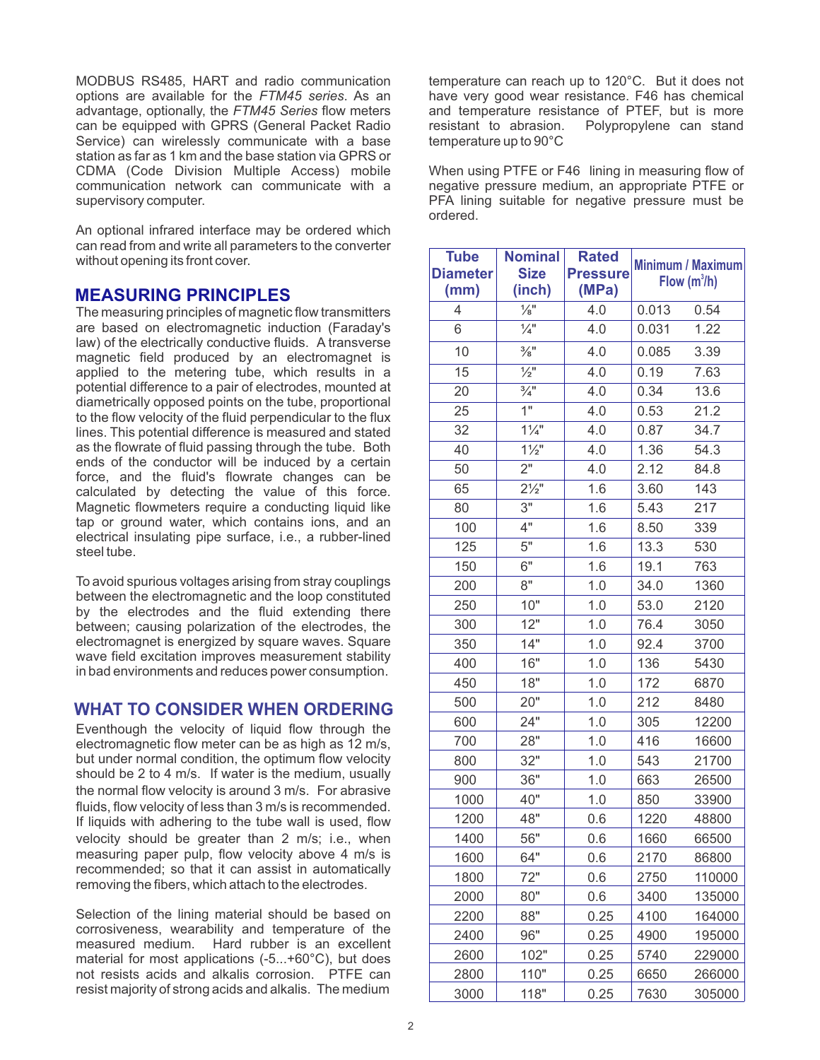MODBUS RS485, HART and radio communication options are available for the *FTM45 series*. As an advantage, optionally, the *FTM45 Series* flow meters can be equipped with GPRS (General Packet Radio Service) can wirelessly communicate with a base station as far as 1 km and the base station via GPRS or CDMA (Code Division Multiple Access) mobile communication network can communicate with a supervisory computer.

An optional infrared interface may be ordered which can read from and write all parameters to the converter without opening its front cover.

## MEASURING PRINCIPLES

The measuring principles of magnetic flow transmitters are based on electromagnetic induction (Faraday's law) of the electrically conductive fluids. A transverse magnetic field produced by an electromagnet is applied to the metering tube, which results in a potential difference to a pair of electrodes, mounted at diametrically opposed points on the tube, proportional to the flow velocity of the fluid perpendicular to the flux lines. This potential difference is measured and stated as the flowrate of fluid passing through the tube. Both ends of the conductor will be induced by a certain force, and the fluid's flowrate changes can be calculated by detecting the value of this force. Magnetic flowmeters require a conducting liquid like tap or ground water, which contains ions, and an electrical insulating pipe surface, i.e., a rubber-lined steel tube.

To avoid spurious voltages arising from stray couplings between the electromagnetic and the loop constituted by the electrodes and the fluid extending there between; causing polarization of the electrodes, the electromagnet is energized by square waves. Square wave field excitation improves measurement stability in bad environments and reduces power consumption.

## WHAT TO CONSIDER WHEN ORDERING

Eventhough the velocity of liquid flow through the electromagnetic flow meter can be as high as 12 m/s, but under normal condition, the optimum flow velocity should be 2 to 4 m/s. If water is the medium, usually the normal flow velocity is around 3 m/s. For abrasive fluids, flow velocity of less than 3 m/s is recommended. If liquids with adhering to the tube wall is used, flow velocity should be greater than 2 m/s; i.e., when measuring paper pulp, flow velocity above 4 m/s is recommended; so that it can assist in automatically removing the fibers, which attach to the electrodes.

Selection of the lining material should be based on corrosiveness, wearability and temperature of the measured medium. Hard rubber is an excellent material for most applications (-5...+60°C), but does not resists acids and alkalis corrosion. PTFE can resist majority of strong acids and alkalis. The medium temperature can reach up to 120°C. But it does not have very good wear resistance. F46 has chemical and temperature resistance of PTEF, but is more resistant to abrasion. Polypropylene can stand temperature up to 90°C

When using PTFE or F46 lining in measuring flow of negative pressure medium, an appropriate PTFE or PFA lining suitable for negative pressure must be ordered.

| Tube Diameter (mm) | Nominal Size (inch) | Rated Pressure (MPa) | Minimum / Maximum Flow ($m^3$/h) | |
|---|---|---|---|---|
| 4 | ⅛" | 4.0 | 0.013 | 0.54 |
| 6 | ¼" | 4.0 | 0.031 | 1.22 |
| 10 | ⅜" | 4.0 | 0.085 | 3.39 |
| 15 | ½" | 4.0 | 0.19 | 7.63 |
| 20 | ¾" | 4.0 | 0.34 | 13.6 |
| 25 | 1" | 4.0 | 0.53 | 21.2 |
| 32 | 1¼" | 4.0 | 0.87 | 34.7 |
| 40 | 1½" | 4.0 | 1.36 | 54.3 |
| 50 | 2" | 4.0 | 2.12 | 84.8 |
| 65 | 2½" | 1.6 | 3.60 | 143 |
| 80 | 3" | 1.6 | 5.43 | 217 |
| 100 | 4" | 1.6 | 8.50 | 339 |
| 125 | 5" | 1.6 | 13.3 | 530 |
| 150 | 6" | 1.6 | 19.1 | 763 |
| 200 | 8" | 1.0 | 34.0 | 1360 |
| 250 | 10" | 1.0 | 53.0 | 2120 |
| 300 | 12" | 1.0 | 76.4 | 3050 |
| 350 | 14" | 1.0 | 92.4 | 3700 |
| 400 | 16" | 1.0 | 136 | 5430 |
| 450 | 18" | 1.0 | 172 | 6870 |
| 500 | 20" | 1.0 | 212 | 8480 |
| 600 | 24" | 1.0 | 305 | 12200 |
| 700 | 28" | 1.0 | 416 | 16600 |
| 800 | 32" | 1.0 | 543 | 21700 |
| 900 | 36" | 1.0 | 663 | 26500 |
| 1000 | 40" | 1.0 | 850 | 33900 |
| 1200 | 48" | 0.6 | 1220 | 48800 |
| 1400 | 56" | 0.6 | 1660 | 66500 |
| 1600 | 64" | 0.6 | 2170 | 86800 |
| 1800 | 72" | 0.6 | 2750 | 110000 |
| 2000 | 80" | 0.6 | 3400 | 135000 |
| 2200 | 88" | 0.25 | 4100 | 164000 |
| 2400 | 96" | 0.25 | 4900 | 195000 |
| 2600 | 102" | 0.25 | 5740 | 229000 |
| 2800 | 110" | 0.25 | 6650 | 266000 |
| 3000 | 118" | 0.25 | 7630 | 305000 |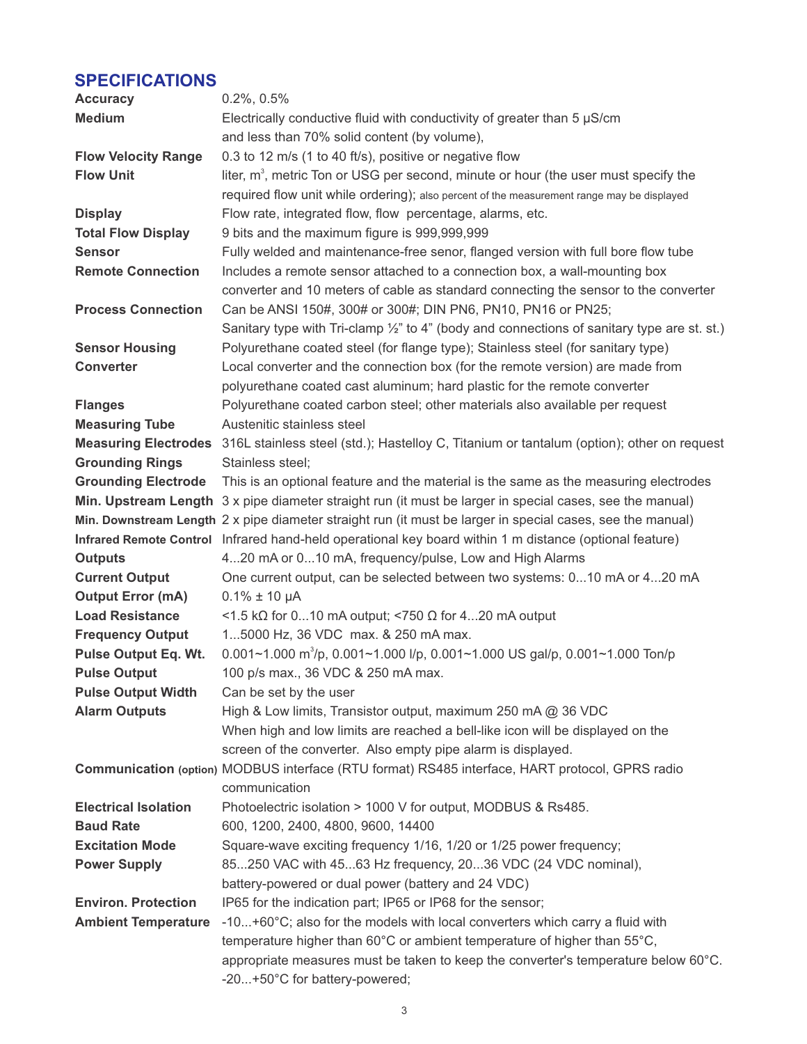## SPECIFICATIONS

| | |
|---|---|
| **Accuracy** | 0.2%, 0.5% |
| **Medium** | Electrically conductive fluid with conductivity of greater than 5 μS/cm and less than 70% solid content (by volume), |
| **Flow Velocity Range** | 0.3 to 12 m/s (1 to 40 ft/s), positive or negative flow |
| **Flow Unit** | liter, $m^3$, metric Ton or USG per second, minute or hour (the user must specify the required flow unit while ordering); also percent of the measurement range may be displayed |
| **Display** | Flow rate, integrated flow, flow percentage, alarms, etc. |
| **Total Flow Display** | 9 bits and the maximum figure is 999,999,999 |
| **Sensor** | Fully welded and maintenance-free senor, flanged version with full bore flow tube |
| **Remote Connection** | Includes a remote sensor attached to a connection box, a wall-mounting box converter and 10 meters of cable as standard connecting the sensor to the converter |
| **Process Connection** | Can be ANSI 150#, 300# or 300#; DIN PN6, PN10, PN16 or PN25; Sanitary type with Tri-clamp ½" to 4" (body and connections of sanitary type are st. st.) |
| **Sensor Housing** | Polyurethane coated steel (for flange type); Stainless steel (for sanitary type) |
| **Converter** | Local converter and the connection box (for the remote version) are made from polyurethane coated cast aluminum; hard plastic for the remote converter |
| **Flanges** | Polyurethane coated carbon steel; other materials also available per request |
| **Measuring Tube** | Austenitic stainless steel |
| **Measuring Electrodes** | 316L stainless steel (std.); Hastelloy C, Titanium or tantalum (option); other on request |
| **Grounding Rings** | Stainless steel; |
| **Grounding Electrode** | This is an optional feature and the material is the same as the measuring electrodes |
| **Min. Upstream Length** | 3 x pipe diameter straight run (it must be larger in special cases, see the manual) |
| **Min. Downstream Length** | 2 x pipe diameter straight run (it must be larger in special cases, see the manual) |
| **Infrared Remote Control** | Infrared hand-held operational key board within 1 m distance (optional feature) |
| **Outputs** | 4...20 mA or 0...10 mA, frequency/pulse, Low and High Alarms |
| **Current Output** | One current output, can be selected between two systems: 0...10 mA or 4...20 mA |
| **Output Error (mA)** | 0.1% ± 10 μA |
| **Load Resistance** | <1.5 kΩ for 0...10 mA output; <750 Ω for 4...20 mA output |
| **Frequency Output** | 1...5000 Hz, 36 VDC max. & 250 mA max. |
| **Pulse Output Eq. Wt.** | 0.001~1.000 $m^3$/p, 0.001~1.000 l/p, 0.001~1.000 US gal/p, 0.001~1.000 Ton/p |
| **Pulse Output** | 100 p/s max., 36 VDC & 250 mA max. |
| **Pulse Output Width** | Can be set by the user |
| **Alarm Outputs** | High & Low limits, Transistor output, maximum 250 mA @ 36 VDC When high and low limits are reached a bell-like icon will be displayed on the screen of the converter. Also empty pipe alarm is displayed. |
| **Communication (option)** | MODBUS interface (RTU format) RS485 interface, HART protocol, GPRS radio communication |
| **Electrical Isolation** | Photoelectric isolation > 1000 V for output, MODBUS & Rs485. |
| **Baud Rate** | 600, 1200, 2400, 4800, 9600, 14400 |
| **Excitation Mode** | Square-wave exciting frequency 1/16, 1/20 or 1/25 power frequency; |
| **Power Supply** | 85...250 VAC with 45...63 Hz frequency, 20...36 VDC (24 VDC nominal), battery-powered or dual power (battery and 24 VDC) |
| **Environ. Protection** | IP65 for the indication part; IP65 or IP68 for the sensor; |
| **Ambient Temperature** | -10...+60°C; also for the models with local converters which carry a fluid with temperature higher than 60°C or ambient temperature of higher than 55°C, appropriate measures must be taken to keep the converter's temperature below 60°C. -20...+50°C for battery-powered; |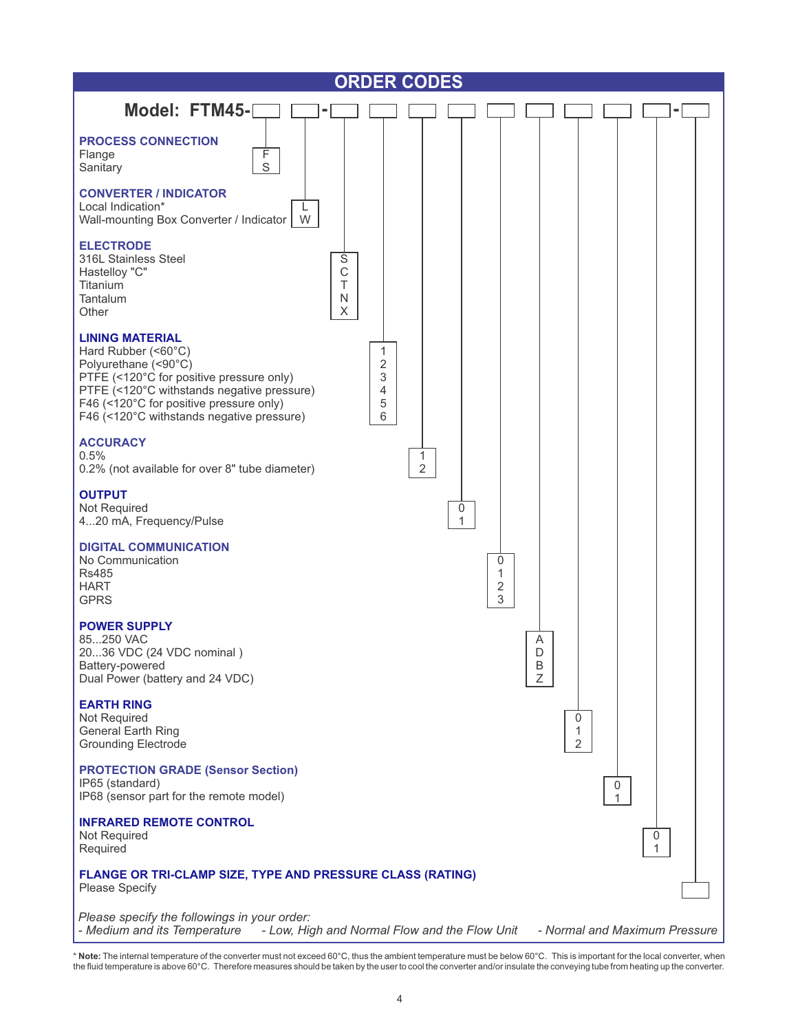# ORDER CODES

**Model: FTM45-☐ ☐-☐ ☐ ☐ ☐ ☐ ☐ ☐ ☐ ☐-☐**

### PROCESS CONNECTION

| | |
|---|---|
| Flange | F |
| Sanitary | S |

### CONVERTER / INDICATOR

| | |
|---|---|
| Local Indication* | L |
| Wall-mounting Box Converter / Indicator | W |

### ELECTRODE

| | |
|---|---|
| 316L Stainless Steel | S |
| Hastelloy "C" | C |
| Titanium | T |
| Tantalum | N |
| Other | X |

### LINING MATERIAL

| | |
|---|---|
| Hard Rubber (<60°C) | 1 |
| Polyurethane (<90°C) | 2 |
| PTFE (<120°C for positive pressure only) | 3 |
| PTFE (<120°C withstands negative pressure) | 4 |
| F46 (<120°C for positive pressure only) | 5 |
| F46 (<120°C withstands negative pressure) | 6 |

### ACCURACY

| | |
|---|---|
| 0.5% | 1 |
| 0.2% (not available for over 8" tube diameter) | 2 |

### OUTPUT

| | |
|---|---|
| Not Required | 0 |
| 4...20 mA, Frequency/Pulse | 1 |

### DIGITAL COMMUNICATION

| | |
|---|---|
| No Communication | 0 |
| Rs485 | 1 |
| HART | 2 |
| GPRS | 3 |

### POWER SUPPLY

| | |
|---|---|
| 85...250 VAC | A |
| 20...36 VDC (24 VDC nominal ) | D |
| Battery-powered | B |
| Dual Power (battery and 24 VDC) | Z |

### EARTH RING

| | |
|---|---|
| Not Required | 0 |
| General Earth Ring | 1 |
| Grounding Electrode | 2 |

### PROTECTION GRADE (Sensor Section)

| | |
|---|---|
| IP65 (standard) | 0 |
| IP68 (sensor part for the remote model) | 1 |

### INFRARED REMOTE CONTROL

| | |
|---|---|
| Not Required | 0 |
| Required | 1 |

### FLANGE OR TRI-CLAMP SIZE, TYPE AND PRESSURE CLASS (RATING)

Please Specify

*Please specify the followings in your order:*
*- Medium and its Temperature - Low, High and Normal Flow and the Flow Unit - Normal and Maximum Pressure*

* **Note:** The internal temperature of the converter must not exceed 60°C, thus the ambient temperature must be below 60°C. This is important for the local converter, when the fluid temperature is above 60°C. Therefore measures should be taken by the user to cool the converter and/or insulate the conveying tube from heating up the converter.